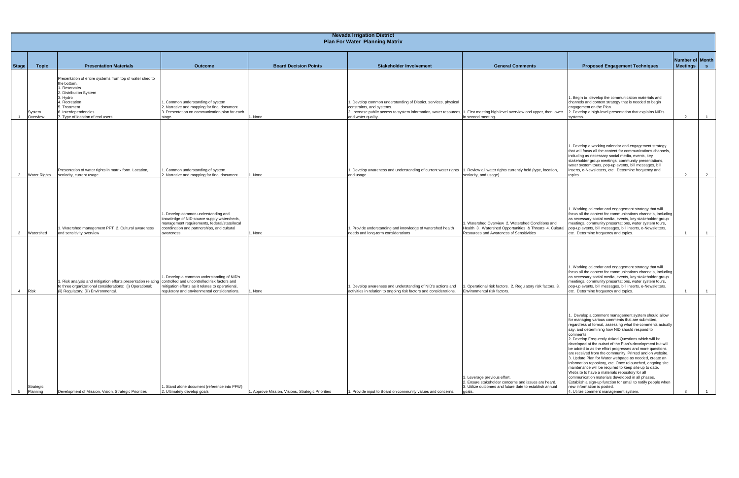# Nevada Irrigation District

## Plan For Water Planning Matrix

| Stage | Topic | Presentation Materials | Outcome | Board Decision Points | Stakeholder Involvement | General Comments | Proposed Engagement Techniques | Number of Meetings | Months |
|---|---|---|---|---|---|---|---|---|---|
| 1 | System Overview | Presentation of entire systems from top of water shed to the bottom. 1. Reservoirs 2. Distribution System 3. Hydro 4. Recreation 5. Treatment 6. Interdependencies 7. Type of location of end users | 1. Common understanding of system 2. Narrative and mapping for final document 3. Presentation on communication plan for each stage. | 1. None | 1. Develop common understanding of District, services, physical constraints, and systems. 2. Increase public access to system information, water resources, and water quality. | 1. First meeting high level overview and upper, then lower in second meeting. | 1. Begin to develop the communication materials and channels and content strategy that is needed to begin engagement on the Plan. 2. Develop a high-level presentation that explains NID's systems. | 2 | 1 |
| 2 | Water Rights | Presentation of water rights in matrix form. Location, seniority, current usage. | 1. Common understanding of system. 2. Narrative and mapping for final document. | 1. None | 1. Develop awareness and understanding of current water rights and usage. | 1. Review all water rights currently held (type, location, seniority, and usage). | 1. Develop a working calendar and engagement strategy that will focus all the content for communications channels, including as necessary social media, events, key stakeholder group meetings, community presentations, water system tours, pop-up events, bill messages, bill inserts, e-Newsletters, etc. Determine frequency and topics. | 2 | 2 |
| 3 | Watershed | 1. Watershed management PPT 2. Cultural awareness and sensitivity overview | 1. Develop common understanding and knowledge of NID source supply watersheds, management requirements, federal/state/local coordination and partnerships, and cultural awareness. | 1. None | 1. Provide understanding and knowledge of watershed health needs and long-term considerations | 1. Watershed Overview 2. Watershed Conditions and Health 3. Watershed Opportunities & Threats 4. Cultural Resources and Awareness of Sensitivities | 1. Working calendar and engagement strategy that will focus all the content for communications channels, including as necessary social media, events, key stakeholder group meetings, community presentations, water system tours, pop-up events, bill messages, bill inserts, e-Newsletters, etc. Determine frequency and topics. | 1 | 1 |
| 4 | Risk | 1. Risk analysis and mitigation efforts presentation relating to three organizational considerations: (i) Operational; (ii) Regulatory; (iii) Environmental. | 1. Develop a common understanding of NID's controlled and uncontrolled risk factors and mitigation efforts as it relates to operational, regulatory and environmental considerations. | 1. None | 1. Develop awareness and understanding of NID's actions and activities in relation to ongoing risk factors and considerations. | 1. Operational risk factors. 2. Regulatory risk factors. 3. Environmental risk factors. | 1. Working calendar and engagement strategy that will focus all the content for communications channels, including as necessary social media, events, key stakeholder group meetings, community presentations, water system tours, pop-up events, bill messages, bill inserts, e-Newsletters, etc. Determine frequency and topics. | 1 | 1 |
| 5 | Strategic Planning | Development of Mission, Vision, Strategic Priorities | 1. Stand alone document (reference into PFW) 2. Ultimately develop goals | 1. Approve Mission, Visions, Strategic Priorities | 1. Provide input to Board on community values and concerns. | 1. Leverage previous effort. 2. Ensure stakeholder concerns and issues are heard. 3. Utilize outcomes and future date to establish annual goals. | 1. Develop a comment management system should allow for managing various comments that are submitted, regardless of format, assessing what the comments actually say, and determining how NID should respond to comments. 2. Develop Frequently Asked Questions which will be developed at the outset of the Plan's development but will be added to as the effort progresses and more questions are received from the community. Printed and on website. 3. Update Plan for Water webpage as needed, create an information repository, etc. Once relaunched, ongoing site maintenance will be required to keep site up to date. Website to have a materials repository for all communication materials developed in all phases. Establish a sign-up function for email to notify people when new information is posted. 4. Utilize comment management system. | 3 | 1 |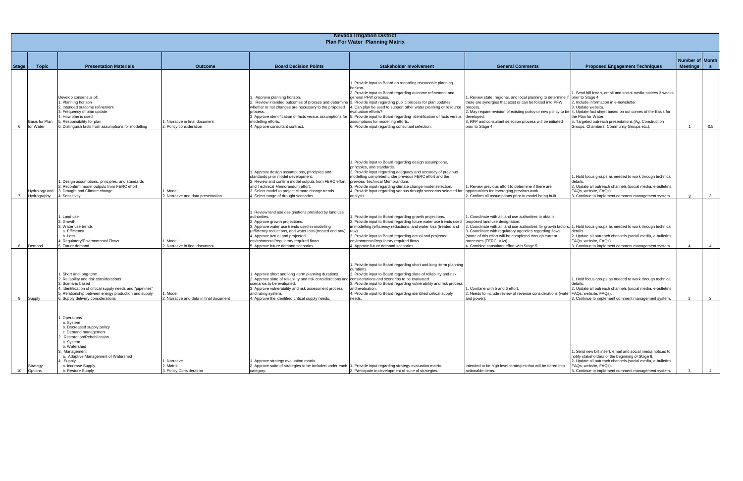# Nevada Irrigation District

## Plan For Water Planning Matrix

| Stage | Topic | Presentation Materials | Outcome | Board Decision Points | Stakeholder Involvement | General Comments | Proposed Engagement Techniques | Number of Meetings | Months |
|---|---|---|---|---|---|---|---|---|---|
| 6 | Basis for Plan for Water | Develop consensus of:<br>1. Planning horizon<br>2. Intended outcome refinement<br>3. Frequency of plan update<br>4. How plan is used<br>5. Responsibility for plan<br>6. Distinguish facts from assumptions for modelling | 1. Narrative in final document<br>2. Policy consideration | 1. Approve planning horizon.<br>2. Review intended outcomes of process and determine whether or not changes are necessary to the proposed process.<br>3. Approve identification of facts versus assumptions for modelling efforts.<br>4. Approve consultant contract. | 1. Provide input to Board on regarding reasonable planning horizon.<br>2. Provide input to Board regarding outcome refinement and general PFW process.<br>3. Provide input regarding public process for plan updates.<br>4. Can plan be used to support other water planning or resource evaluation efforts?<br>5. Provide input to Board regarding identification of facts versus assumptions for modelling efforts.<br>6. Provide input regarding consultant selection. | 1. Review state, regional, and local planning to determine if there are synergies that exist or can be folded into PFW process.<br>2. May require revision of existing policy or new policy to be developed.<br>3. RFP and consultant selection process will be initiated prior to Stage 4. | 1. Send bill Insert, email and social media notices 3 weeks prior to Stage 4.<br>2. Include information in e-newsletter<br>3. Update website.<br>4. Update fact sheet based on out comes of the Basis for the Plan for Water.<br>5. Targeted outreach presentations (Ag, Construction Groups, Chambers, Community Groups etc.). | 1 | 0.5 |
| 7 | Hydrology and Hydrography | 1. Design assumptions, principles, and standards<br>2. Reconfirm model outputs from FERC effort<br>3. Drought and Climate change<br>4. Sensitivity | 1. Model<br>2. Narrative and data presentation | 1. Approve design assumptions, principles and standards prior model development.<br>2. Review and confirm model outputs from FERC effort and Technical Memorandum effort.<br>3. Select model to project climate change trends.<br>4. Select range of drought scenarios. | 1. Provide input to Board regarding design assumptions, principles, and standards.<br>2. Provide input regarding adequacy and accuracy of previous modelling completed under previous FERC effort and the previous Technical Memorandum.<br>3. Provide input regarding climate change model selection.<br>4. Provide input regarding various drought scenarios selected for analysis. | 1. Review previous effort to determine if there are opportunities for leveraging previous work.<br>2. Confirm all assumptions prior to model being built. | 1. Hold focus groups as needed to work through technical details.<br>2. Update all outreach channels (social media, e-bulletins, FAQs, website, FAQs).<br>3. Continue to implement comment management system. | 3 | 3 |
| 8 | Demand | 1. Land use<br>2. Growth<br>3. Water use trends<br>a. Efficiency<br>b. Loss<br>4. Regulatory/Environmental Flows<br>5. Future demand | 1. Model.<br>2. Narrative in final document | 1. Review land use designations provided by land use authorities.<br>2. Approve growth projections.<br>3. Approve water use trends used in modelling (efficiency reductions, and water loss (treated and raw).<br>4. Approve actual and projected environmental/regulatory required flows.<br>5. Approve future demand scenarios. | 1. Provide input to Board regarding growth projections.<br>2. Provide input to Board regarding future water use trends used in modelling (efficiency reductions, and water loss (treated and raw).<br>3. Provide input to Board regarding actual and projected environmental/regulatory required flows.<br>4. Approve future demand scenarios. | 1. Coordinate with all land use authorities to obtain proposed land use designation.<br>2. Coordinate with all land use authorities for growth factors.<br>3. Coordinate with regulatory agencies regarding flows (some of this effort will be completed through current processes (FERC, VAs)<br>4. Combine consultant effort with Stage 5. | 1. Hold focus groups as needed to work through technical details.<br>2. Update all outreach channels (social media, e-bulletins, FAQs, website, FAQs).<br>3. Continue to implement comment management system. | 4 | 4 |
| 9 | Supply | 1. Short and long-term<br>2. Reliability and risk considerations<br>3. Scenario based<br>4. Identification of critical supply needs and "pipelines"<br>5. Relationship between energy production and supply<br>6. Supply delivery considerations | 1. Model<br>2. Narrative and data in final document | 1. Approve short and long -term planning durations.<br>2. Approve slate of reliability and risk considerations and scenarios to be evaluated.<br>3. Approve vulnerability and risk assessment process and rating system.<br>4. Approve the identified critical supply needs. | 1. Provide input to Board regarding short and long -term planning durations.<br>2. Provide input to Board regarding slate of reliability and risk considerations and scenarios to be evaluated.<br>3. Provide input to Board regarding vulnerability and risk process and evaluation.<br>4. Provide input to Board regarding identified critical supply needs. | 1. Combine with 5 and 6 effort.<br>2. Needs to include review of revenue considerations (water and power). | 1. Hold focus groups as needed to work through technical details.<br>2. Update all outreach channels (social media, e-bulletins, FAQs, website, FAQs).<br>3. Continue to implement comment management system. | 2 | 2 |
| 10 | Strategy Options | 1. Operations<br>a. System<br>b. Decreased supply policy<br>c. Demand management<br>2. Restoration/Rehabilitation<br>a. System<br>b. Watershed<br>3. Management<br>a. Adaptive Management of Watershed<br>4. Supply<br>a. Increase Supply<br>b. Restore Supply | 1. Narrative<br>2. Matrix<br>3. Policy Consideration | 1. Approve strategy evaluation matrix.<br>2. Approve suite of strategies to be included under each category. | 1. Provide input regarding strategy evaluation matrix.<br>2. Participate in development of suite of strategies. | Intended to be high level strategies that will be tiered into actionable items. | 1. Send new bill insert, email and social media notices to notify stakeholders of the beginning of Stage 8.<br>2. Update all outreach channels (social media, e-bulletins, FAQs, website, FAQs).<br>3. Continue to implement comment management system. | 3 | 4 |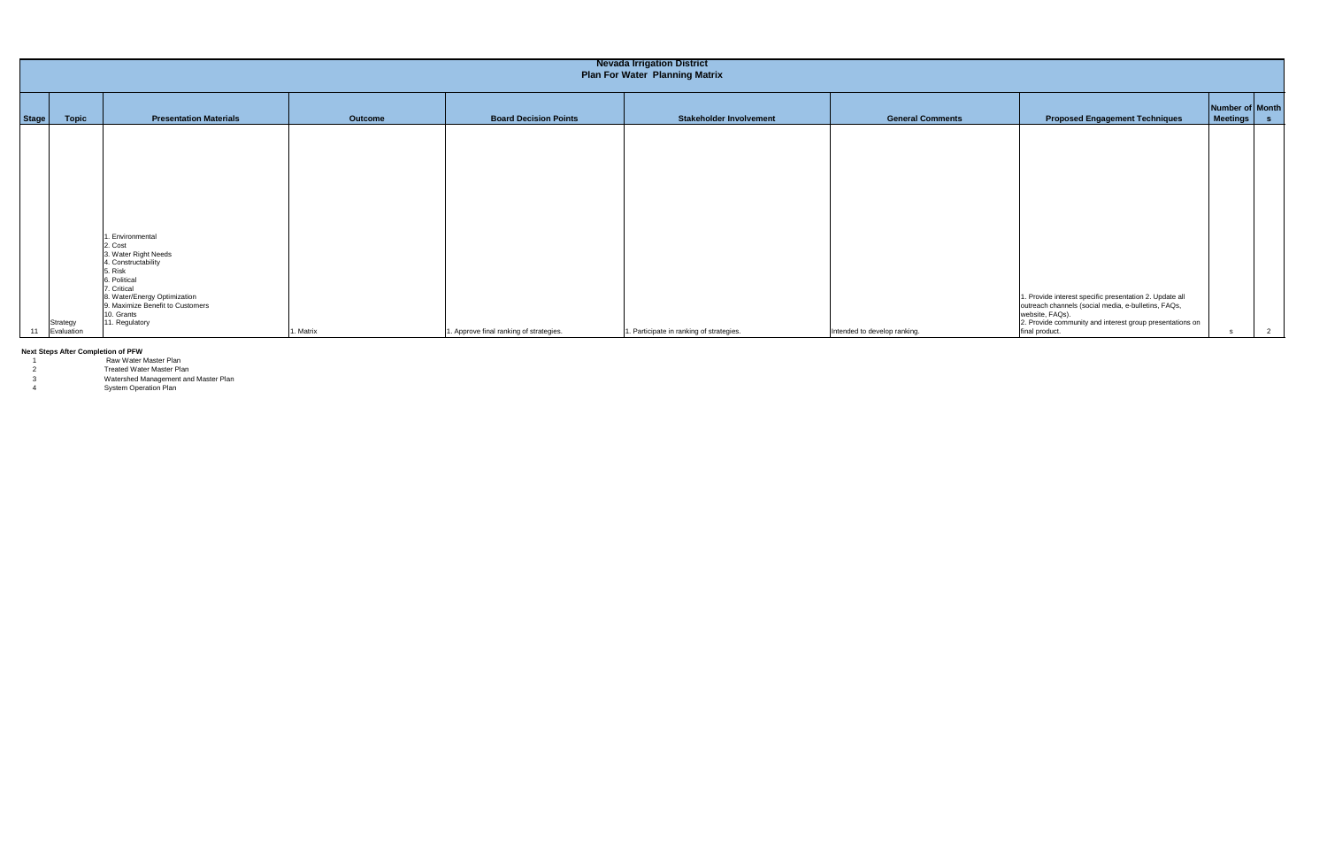# Nevada Irrigation District
## Plan For Water Planning Matrix

| Stage | Topic | Presentation Materials | Outcome | Board Decision Points | Stakeholder Involvement | General Comments | Proposed Engagement Techniques | Number of Meetings | Months |
|---|---|---|---|---|---|---|---|---|---|
| 11 | Strategy Evaluation | 1. Environmental<br>2. Cost<br>3. Water Right Needs<br>4. Constructability<br>5. Risk<br>6. Political<br>7. Critical<br>8. Water/Energy Optimization<br>9. Maximize Benefit to Customers<br>10. Grants<br>11. Regulatory | 1. Matrix | 1. Approve final ranking of strategies. | 1. Participate in ranking of strategies. | Intended to develop ranking. | 1. Provide interest specific presentation 2. Update all outreach channels (social media, e-bulletins, FAQs, website, FAQs).<br>2. Provide community and interest group presentations on final product. | s | 2 |

**Next Steps After Completion of PFW**

1 Raw Water Master Plan
2 Treated Water Master Plan
3 Watershed Management and Master Plan
4 System Operation Plan